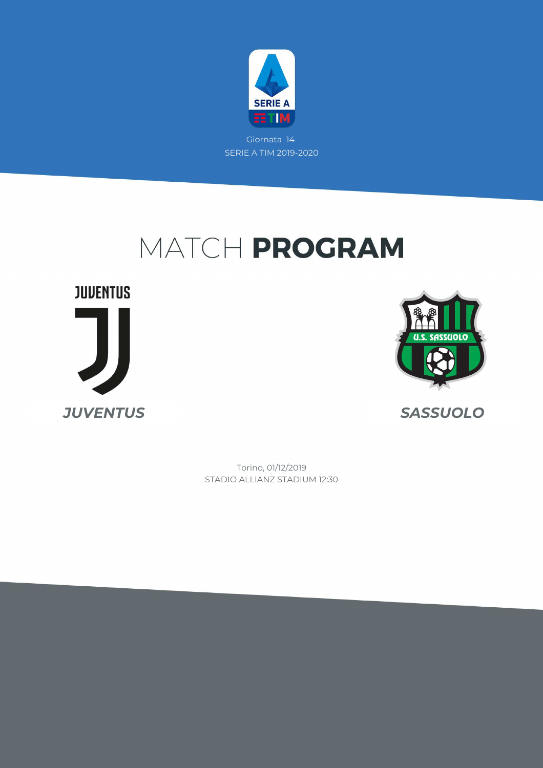Giornata 14

SERIE A TIM 2019-2020

# MATCH **PROGRAM**

**JUVENTUS**

**SASSUOLO**

Torino, 01/12/2019

STADIO ALLIANZ STADIUM 12:30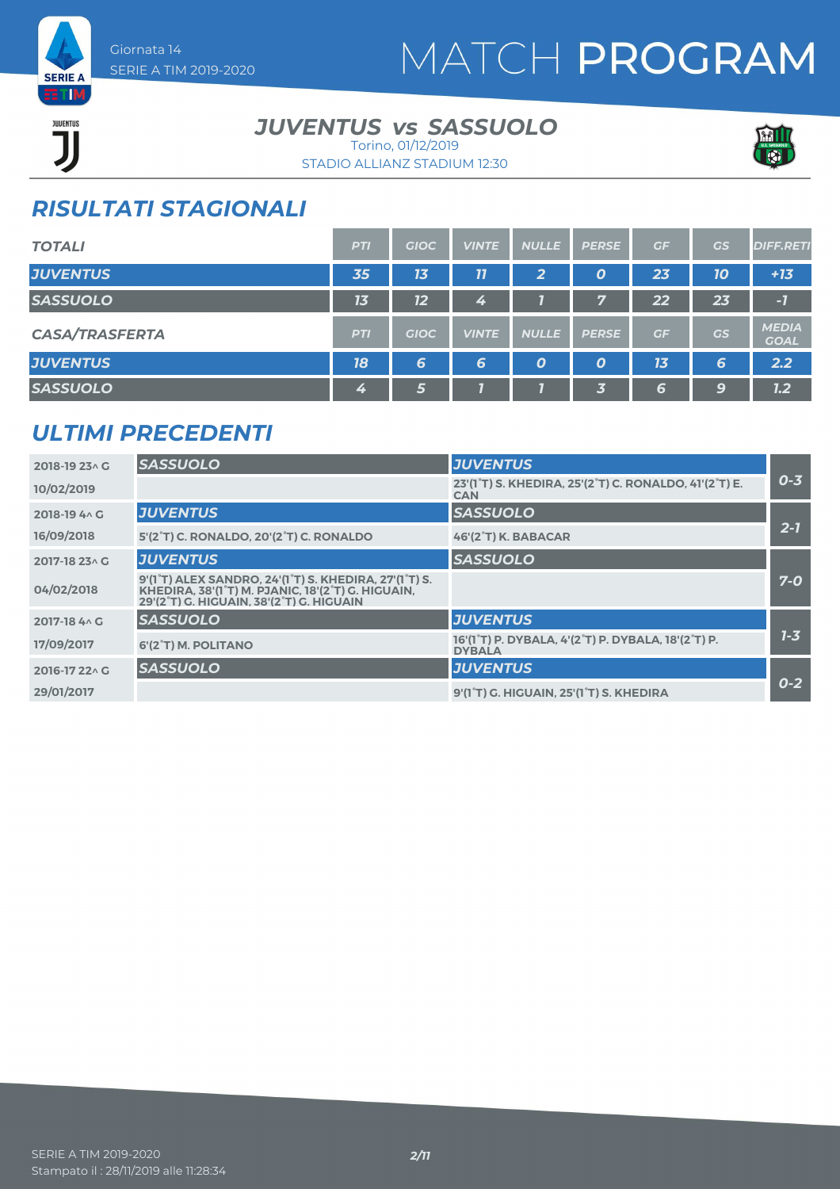# MATCH PROGRAM

Giornata 14
SERIE A TIM 2019-2020

## JUVENTUS vs SASSUOLO

Torino, 01/12/2019
STADIO ALLIANZ STADIUM 12:30

## RISULTATI STAGIONALI

| TOTALI | PTI | GIOC | VINTE | NULLE | PERSE | GF | GS | DIFF.RETI |
|---|---|---|---|---|---|---|---|---|
| JUVENTUS | 35 | 13 | 11 | 2 | 0 | 23 | 10 | +13 |
| SASSUOLO | 13 | 12 | 4 | 1 | 7 | 22 | 23 | -1 |

| CASA/TRASFERTA | PTI | GIOC | VINTE | NULLE | PERSE | GF | GS | MEDIA GOAL |
|---|---|---|---|---|---|---|---|---|
| JUVENTUS | 18 | 6 | 6 | 0 | 0 | 13 | 6 | 2.2 |
| SASSUOLO | 4 | 5 | 1 | 1 | 3 | 6 | 9 | 1.2 |

## ULTIMI PRECEDENTI

| Giornata / Data | Casa | Trasferta | Risultato |
|---|---|---|---|
| 2018-19 23^ G 10/02/2019 | SASSUOLO | JUVENTUS 23'(1°T) S. KHEDIRA, 25'(2°T) C. RONALDO, 41'(2°T) E. CAN | 0-3 |
| 2018-19 4^ G 16/09/2018 | JUVENTUS 5'(2°T) C. RONALDO, 20'(2°T) C. RONALDO | SASSUOLO 46'(2°T) K. BABACAR | 2-1 |
| 2017-18 23^ G 04/02/2018 | JUVENTUS 9'(1°T) ALEX SANDRO, 24'(1°T) S. KHEDIRA, 27'(1°T) S. KHEDIRA, 38'(1°T) M. PJANIC, 18'(2°T) G. HIGUAIN, 29'(2°T) G. HIGUAIN, 38'(2°T) G. HIGUAIN | SASSUOLO | 7-0 |
| 2017-18 4^ G 17/09/2017 | SASSUOLO 6'(2°T) M. POLITANO | JUVENTUS 16'(1°T) P. DYBALA, 4'(2°T) P. DYBALA, 18'(2°T) P. DYBALA | 1-3 |
| 2016-17 22^ G 29/01/2017 | SASSUOLO | JUVENTUS 9'(1°T) G. HIGUAIN, 25'(1°T) S. KHEDIRA | 0-2 |

SERIE A TIM 2019-2020
Stampato il : 28/11/2019 alle 11:28:34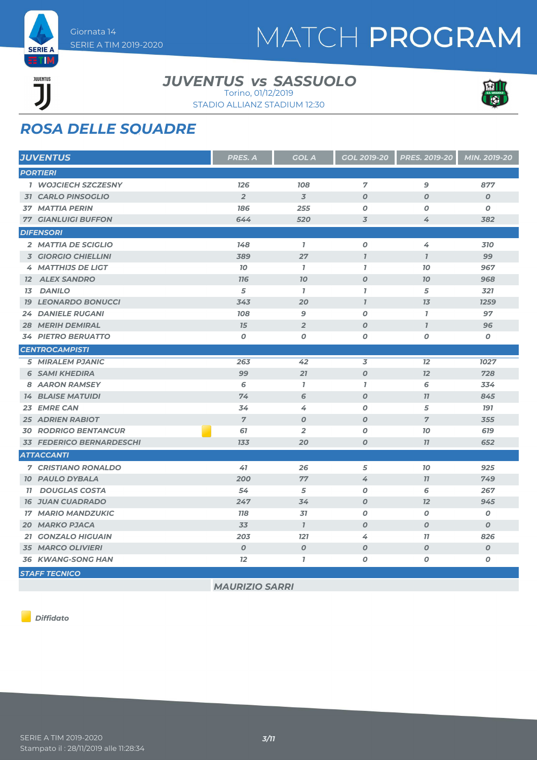Giornata 14
SERIE A TIM 2019-2020

# MATCH PROGRAM

## JUVENTUS vs SASSUOLO

Torino, 01/12/2019
STADIO ALLIANZ STADIUM 12:30

## ROSA DELLE SQUADRE

| JUVENTUS | PRES. A | GOL A | GOL 2019-20 | PRES. 2019-20 | MIN. 2019-20 |
|---|---|---|---|---|---|
| **PORTIERI** | | | | | |
| 1 WOJCIECH SZCZESNY | 126 | 108 | 7 | 9 | 877 |
| 31 CARLO PINSOGLIO | 2 | 3 | 0 | 0 | 0 |
| 37 MATTIA PERIN | 186 | 255 | 0 | 0 | 0 |
| 77 GIANLUIGI BUFFON | 644 | 520 | 3 | 4 | 382 |
| **DIFENSORI** | | | | | |
| 2 MATTIA DE SCIGLIO | 148 | 1 | 0 | 4 | 310 |
| 3 GIORGIO CHIELLINI | 389 | 27 | 1 | 1 | 99 |
| 4 MATTHIJS DE LIGT | 10 | 1 | 1 | 10 | 967 |
| 12 ALEX SANDRO | 116 | 10 | 0 | 10 | 968 |
| 13 DANILO | 5 | 1 | 1 | 5 | 321 |
| 19 LEONARDO BONUCCI | 343 | 20 | 1 | 13 | 1259 |
| 24 DANIELE RUGANI | 108 | 9 | 0 | 1 | 97 |
| 28 MERIH DEMIRAL | 15 | 2 | 0 | 1 | 96 |
| 34 PIETRO BERUATTO | 0 | 0 | 0 | 0 | 0 |
| **CENTROCAMPISTI** | | | | | |
| 5 MIRALEM PJANIC | 263 | 42 | 3 | 12 | 1027 |
| 6 SAMI KHEDIRA | 99 | 21 | 0 | 12 | 728 |
| 8 AARON RAMSEY | 6 | 1 | 1 | 6 | 334 |
| 14 BLAISE MATUIDI | 74 | 6 | 0 | 11 | 845 |
| 23 EMRE CAN | 34 | 4 | 0 | 5 | 191 |
| 25 ADRIEN RABIOT | 7 | 0 | 0 | 7 | 355 |
| 30 RODRIGO BENTANCUR (Diffidato) | 61 | 2 | 0 | 10 | 619 |
| 33 FEDERICO BERNARDESCHI | 133 | 20 | 0 | 11 | 652 |
| **ATTACCANTI** | | | | | |
| 7 CRISTIANO RONALDO | 41 | 26 | 5 | 10 | 925 |
| 10 PAULO DYBALA | 200 | 77 | 4 | 11 | 749 |
| 11 DOUGLAS COSTA | 54 | 5 | 0 | 6 | 267 |
| 16 JUAN CUADRADO | 247 | 34 | 0 | 12 | 945 |
| 17 MARIO MANDZUKIC | 118 | 31 | 0 | 0 | 0 |
| 20 MARKO PJACA | 33 | 1 | 0 | 0 | 0 |
| 21 GONZALO HIGUAIN | 203 | 121 | 4 | 11 | 826 |
| 35 MARCO OLIVIERI | 0 | 0 | 0 | 0 | 0 |
| 36 KWANG-SONG HAN | 12 | 1 | 0 | 0 | 0 |
| **STAFF TECNICO** | | | | | |
| MAURIZIO SARRI | | | | | |

Diffidato

Stampato il : 28/11/2019 alle 11:28:34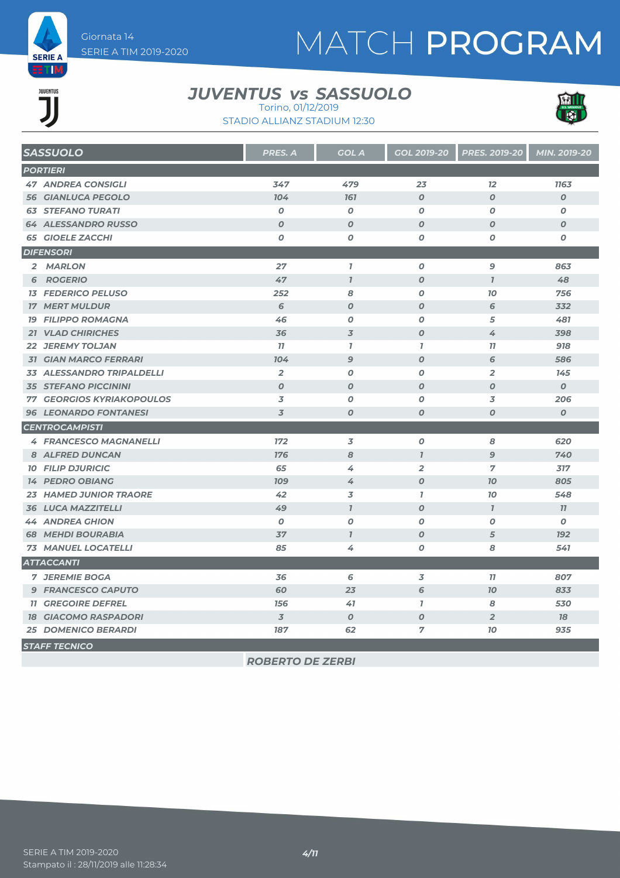# MATCH PROGRAM

Giornata 14
SERIE A TIM 2019-2020

## JUVENTUS vs SASSUOLO

Torino, 01/12/2019
STADIO ALLIANZ STADIUM 12:30

| SASSUOLO | PRES. A | GOL A | GOL 2019-20 | PRES. 2019-20 | MIN. 2019-20 |
|---|---|---|---|---|---|
| **PORTIERI** | | | | | |
| 47 ANDREA CONSIGLI | 347 | 479 | 23 | 12 | 1163 |
| 56 GIANLUCA PEGOLO | 104 | 161 | 0 | 0 | 0 |
| 63 STEFANO TURATI | 0 | 0 | 0 | 0 | 0 |
| 64 ALESSANDRO RUSSO | 0 | 0 | 0 | 0 | 0 |
| 65 GIOELE ZACCHI | 0 | 0 | 0 | 0 | 0 |
| **DIFENSORI** | | | | | |
| 2 MARLON | 27 | 1 | 0 | 9 | 863 |
| 6 ROGERIO | 47 | 1 | 0 | 1 | 48 |
| 13 FEDERICO PELUSO | 252 | 8 | 0 | 10 | 756 |
| 17 MERT MULDUR | 6 | 0 | 0 | 6 | 332 |
| 19 FILIPPO ROMAGNA | 46 | 0 | 0 | 5 | 481 |
| 21 VLAD CHIRICHES | 36 | 3 | 0 | 4 | 398 |
| 22 JEREMY TOLJAN | 11 | 1 | 1 | 11 | 918 |
| 31 GIAN MARCO FERRARI | 104 | 9 | 0 | 6 | 586 |
| 33 ALESSANDRO TRIPALDELLI | 2 | 0 | 0 | 2 | 145 |
| 35 STEFANO PICCININI | 0 | 0 | 0 | 0 | 0 |
| 77 GEORGIOS KYRIAKOPOULOS | 3 | 0 | 0 | 3 | 206 |
| 96 LEONARDO FONTANESI | 3 | 0 | 0 | 0 | 0 |
| **CENTROCAMPISTI** | | | | | |
| 4 FRANCESCO MAGNANELLI | 172 | 3 | 0 | 8 | 620 |
| 8 ALFRED DUNCAN | 176 | 8 | 1 | 9 | 740 |
| 10 FILIP DJURICIC | 65 | 4 | 2 | 7 | 317 |
| 14 PEDRO OBIANG | 109 | 4 | 0 | 10 | 805 |
| 23 HAMED JUNIOR TRAORE | 42 | 3 | 1 | 10 | 548 |
| 36 LUCA MAZZITELLI | 49 | 1 | 0 | 1 | 11 |
| 44 ANDREA GHION | 0 | 0 | 0 | 0 | 0 |
| 68 MEHDI BOURABIA | 37 | 1 | 0 | 5 | 192 |
| 73 MANUEL LOCATELLI | 85 | 4 | 0 | 8 | 541 |
| **ATTACCANTI** | | | | | |
| 7 JEREMIE BOGA | 36 | 6 | 3 | 11 | 807 |
| 9 FRANCESCO CAPUTO | 60 | 23 | 6 | 10 | 833 |
| 11 GREGOIRE DEFREL | 156 | 41 | 1 | 8 | 530 |
| 18 GIACOMO RASPADORI | 3 | 0 | 0 | 2 | 18 |
| 25 DOMENICO BERARDI | 187 | 62 | 7 | 10 | 935 |

**STAFF TECNICO**

ROBERTO DE ZERBI

SERIE A TIM 2019-2020
Stampato il : 28/11/2019 alle 11:28:34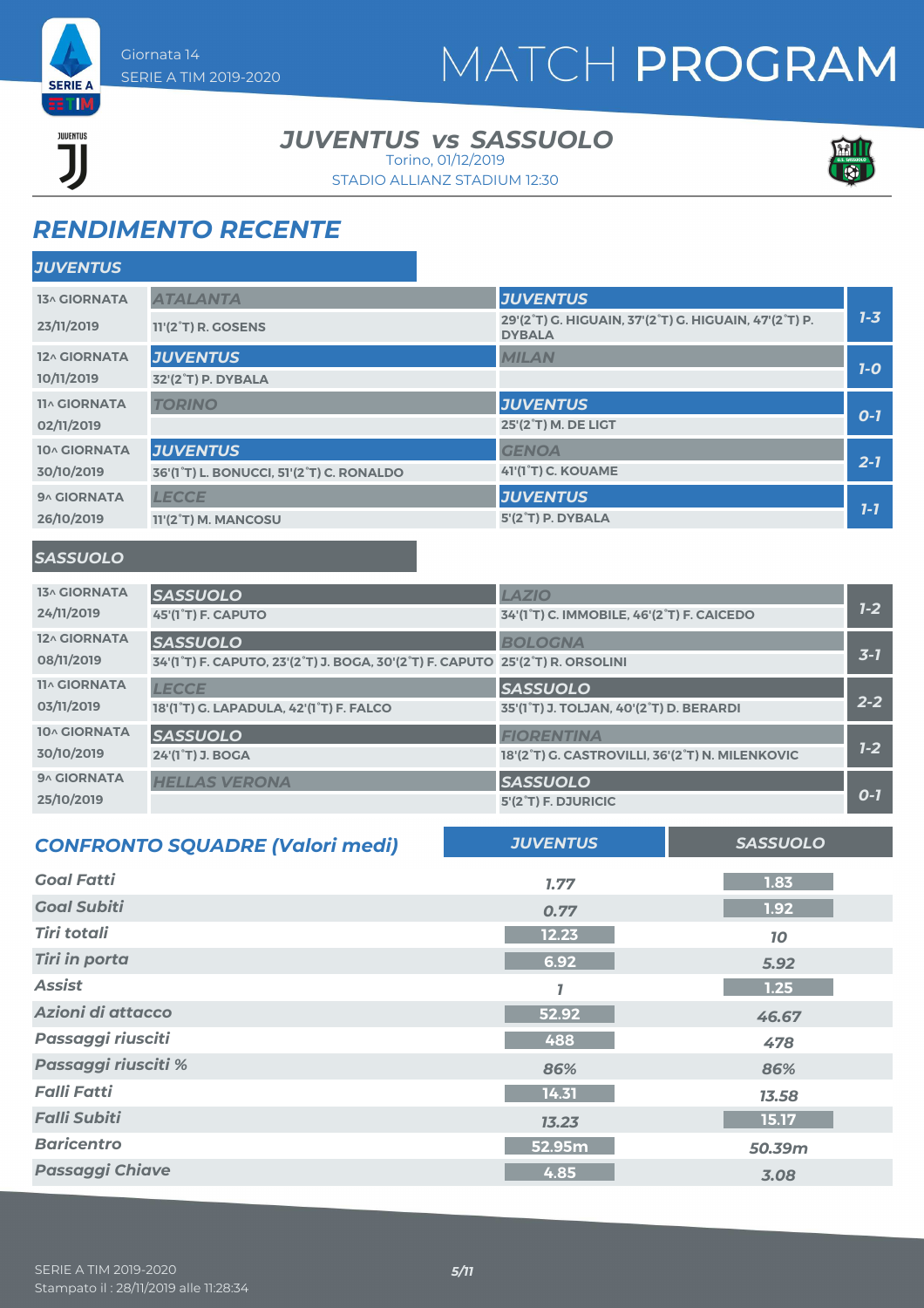Giornata 14
SERIE A TIM 2019-2020

# MATCH PROGRAM

## JUVENTUS vs SASSUOLO

Torino, 01/12/2019
STADIO ALLIANZ STADIUM 12:30

## RENDIMENTO RECENTE

### JUVENTUS

| Giornata | Casa | Ospite | Risultato |
|---|---|---|---|
| 13^ GIORNATA 23/11/2019 | ATALANTA<br>11'(2°T) R. GOSENS | JUVENTUS<br>29'(2°T) G. HIGUAIN, 37'(2°T) G. HIGUAIN, 47'(2°T) P. DYBALA | 1-3 |
| 12^ GIORNATA 10/11/2019 | JUVENTUS<br>32'(2°T) P. DYBALA | MILAN | 1-0 |
| 11^ GIORNATA 02/11/2019 | TORINO | JUVENTUS<br>25'(2°T) M. DE LIGT | 0-1 |
| 10^ GIORNATA 30/10/2019 | JUVENTUS<br>36'(1°T) L. BONUCCI, 51'(2°T) C. RONALDO | GENOA<br>41'(1°T) C. KOUAME | 2-1 |
| 9^ GIORNATA 26/10/2019 | LECCE<br>11'(2°T) M. MANCOSU | JUVENTUS<br>5'(2°T) P. DYBALA | 1-1 |

### SASSUOLO

| Giornata | Casa | Ospite | Risultato |
|---|---|---|---|
| 13^ GIORNATA 24/11/2019 | SASSUOLO<br>45'(1°T) F. CAPUTO | LAZIO<br>34'(1°T) C. IMMOBILE, 46'(2°T) F. CAICEDO | 1-2 |
| 12^ GIORNATA 08/11/2019 | SASSUOLO<br>34'(1°T) F. CAPUTO, 23'(2°T) J. BOGA, 30'(2°T) F. CAPUTO | BOLOGNA<br>25'(2°T) R. ORSOLINI | 3-1 |
| 11^ GIORNATA 03/11/2019 | LECCE<br>18'(1°T) G. LAPADULA, 42'(1°T) F. FALCO | SASSUOLO<br>35'(1°T) J. TOLJAN, 40'(2°T) D. BERARDI | 2-2 |
| 10^ GIORNATA 30/10/2019 | SASSUOLO<br>24'(1°T) J. BOGA | FIORENTINA<br>18'(2°T) G. CASTROVILLI, 36'(2°T) N. MILENKOVIC | 1-2 |
| 9^ GIORNATA 25/10/2019 | HELLAS VERONA | SASSUOLO<br>5'(2°T) F. DJURICIC | 0-1 |

## CONFRONTO SQUADRE (Valori medi)

| | JUVENTUS | SASSUOLO |
|---|---|---|
| Goal Fatti | 1.77 | 1.83 |
| Goal Subiti | 0.77 | 1.92 |
| Tiri totali | 12.23 | 10 |
| Tiri in porta | 6.92 | 5.92 |
| Assist | 1 | 1.25 |
| Azioni di attacco | 52.92 | 46.67 |
| Passaggi riusciti | 488 | 478 |
| Passaggi riusciti % | 86% | 86% |
| Falli Fatti | 14.31 | 13.58 |
| Falli Subiti | 13.23 | 15.17 |
| Baricentro | 52.95m | 50.39m |
| Passaggi Chiave | 4.85 | 3.08 |

SERIE A TIM 2019-2020
Stampato il : 28/11/2019 alle 11:28:34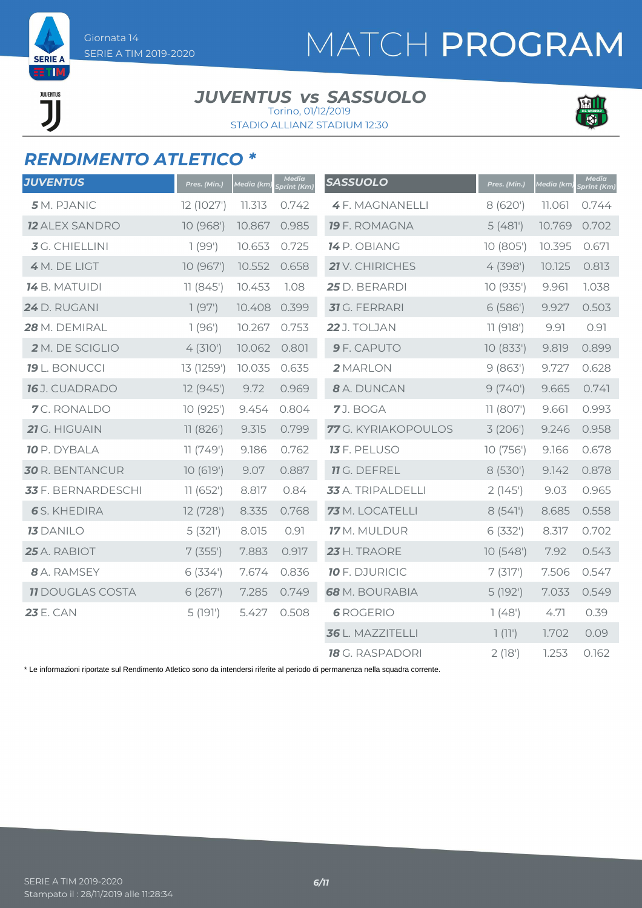# MATCH PROGRAM

Giornata 14
SERIE A TIM 2019-2020

## JUVENTUS vs SASSUOLO

Torino, 01/12/2019
STADIO ALLIANZ STADIUM 12:30

## RENDIMENTO ATLETICO *

| JUVENTUS | Pres. (Min.) | Media (km) | Media Sprint (Km) |
|---|---|---|---|
| **5** M. PJANIC | 12 (1027') | 11.313 | 0.742 |
| **12** ALEX SANDRO | 10 (968') | 10.867 | 0.985 |
| **3** G. CHIELLINI | 1 (99') | 10.653 | 0.725 |
| **4** M. DE LIGT | 10 (967') | 10.552 | 0.658 |
| **14** B. MATUIDI | 11 (845') | 10.453 | 1.08 |
| **24** D. RUGANI | 1 (97') | 10.408 | 0.399 |
| **28** M. DEMIRAL | 1 (96') | 10.267 | 0.753 |
| **2** M. DE SCIGLIO | 4 (310') | 10.062 | 0.801 |
| **19** L. BONUCCI | 13 (1259') | 10.035 | 0.635 |
| **16** J. CUADRADO | 12 (945') | 9.72 | 0.969 |
| **7** C. RONALDO | 10 (925') | 9.454 | 0.804 |
| **21** G. HIGUAIN | 11 (826') | 9.315 | 0.799 |
| **10** P. DYBALA | 11 (749') | 9.186 | 0.762 |
| **30** R. BENTANCUR | 10 (619') | 9.07 | 0.887 |
| **33** F. BERNARDESCHI | 11 (652') | 8.817 | 0.84 |
| **6** S. KHEDIRA | 12 (728') | 8.335 | 0.768 |
| **13** DANILO | 5 (321') | 8.015 | 0.91 |
| **25** A. RABIOT | 7 (355') | 7.883 | 0.917 |
| **8** A. RAMSEY | 6 (334') | 7.674 | 0.836 |
| **11** DOUGLAS COSTA | 6 (267') | 7.285 | 0.749 |
| **23** E. CAN | 5 (191') | 5.427 | 0.508 |

| SASSUOLO | Pres. (Min.) | Media (km) | Media Sprint (Km) |
|---|---|---|---|
| **4** F. MAGNANELLI | 8 (620') | 11.061 | 0.744 |
| **19** F. ROMAGNA | 5 (481') | 10.769 | 0.702 |
| **14** P. OBIANG | 10 (805') | 10.395 | 0.671 |
| **21** V. CHIRICHES | 4 (398') | 10.125 | 0.813 |
| **25** D. BERARDI | 10 (935') | 9.961 | 1.038 |
| **31** G. FERRARI | 6 (586') | 9.927 | 0.503 |
| **22** J. TOLJAN | 11 (918') | 9.91 | 0.91 |
| **9** F. CAPUTO | 10 (833') | 9.819 | 0.899 |
| **2** MARLON | 9 (863') | 9.727 | 0.628 |
| **8** A. DUNCAN | 9 (740') | 9.665 | 0.741 |
| **7** J. BOGA | 11 (807') | 9.661 | 0.993 |
| **77** G. KYRIAKOPOULOS | 3 (206') | 9.246 | 0.958 |
| **13** F. PELUSO | 10 (756') | 9.166 | 0.678 |
| **11** G. DEFREL | 8 (530') | 9.142 | 0.878 |
| **33** A. TRIPALDELLI | 2 (145') | 9.03 | 0.965 |
| **73** M. LOCATELLI | 8 (541') | 8.685 | 0.558 |
| **17** M. MULDUR | 6 (332') | 8.317 | 0.702 |
| **23** H. TRAORE | 10 (548') | 7.92 | 0.543 |
| **10** F. DJURICIC | 7 (317') | 7.506 | 0.547 |
| **68** M. BOURABIA | 5 (192') | 7.033 | 0.549 |
| **6** ROGERIO | 1 (48') | 4.71 | 0.39 |
| **36** L. MAZZITELLI | 1 (11') | 1.702 | 0.09 |
| **18** G. RASPADORI | 2 (18') | 1.253 | 0.162 |

* Le informazioni riportate sul Rendimento Atletico sono da intendersi riferite al periodo di permanenza nella squadra corrente.

SERIE A TIM 2019-2020
Stampato il : 28/11/2019 alle 11:28:34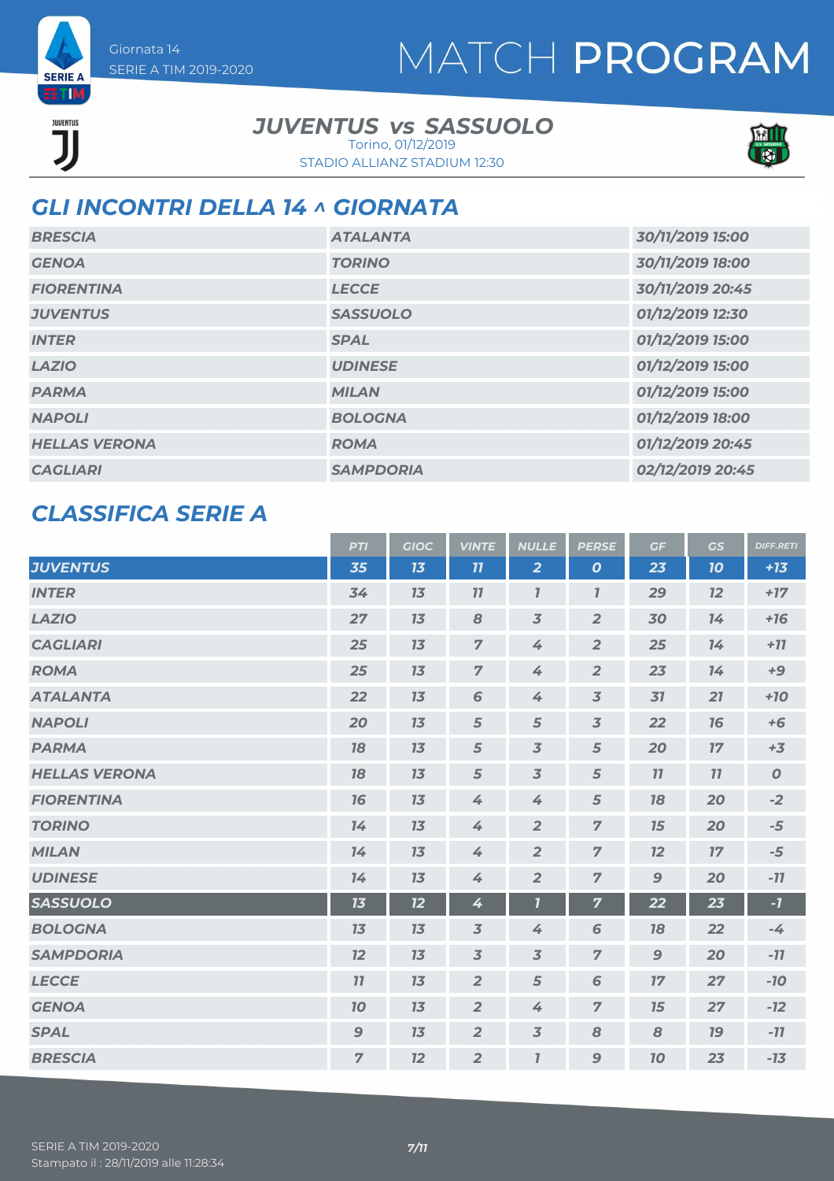Giornata 14
SERIE A TIM 2019-2020

# MATCH PROGRAM

## JUVENTUS vs SASSUOLO

Torino, 01/12/2019
STADIO ALLIANZ STADIUM 12:30

## GLI INCONTRI DELLA 14 ^ GIORNATA

| | | |
|---|---|---|
| BRESCIA | ATALANTA | 30/11/2019 15:00 |
| GENOA | TORINO | 30/11/2019 18:00 |
| FIORENTINA | LECCE | 30/11/2019 20:45 |
| JUVENTUS | SASSUOLO | 01/12/2019 12:30 |
| INTER | SPAL | 01/12/2019 15:00 |
| LAZIO | UDINESE | 01/12/2019 15:00 |
| PARMA | MILAN | 01/12/2019 15:00 |
| NAPOLI | BOLOGNA | 01/12/2019 18:00 |
| HELLAS VERONA | ROMA | 01/12/2019 20:45 |
| CAGLIARI | SAMPDORIA | 02/12/2019 20:45 |

## CLASSIFICA SERIE A

| | PTI | GIOC | VINTE | NULLE | PERSE | GF | GS | DIFF.RETI |
|---|---|---|---|---|---|---|---|---|
| JUVENTUS | 35 | 13 | 11 | 2 | 0 | 23 | 10 | +13 |
| INTER | 34 | 13 | 11 | 1 | 1 | 29 | 12 | +17 |
| LAZIO | 27 | 13 | 8 | 3 | 2 | 30 | 14 | +16 |
| CAGLIARI | 25 | 13 | 7 | 4 | 2 | 25 | 14 | +11 |
| ROMA | 25 | 13 | 7 | 4 | 2 | 23 | 14 | +9 |
| ATALANTA | 22 | 13 | 6 | 4 | 3 | 31 | 21 | +10 |
| NAPOLI | 20 | 13 | 5 | 5 | 3 | 22 | 16 | +6 |
| PARMA | 18 | 13 | 5 | 3 | 5 | 20 | 17 | +3 |
| HELLAS VERONA | 18 | 13 | 5 | 3 | 5 | 11 | 11 | 0 |
| FIORENTINA | 16 | 13 | 4 | 4 | 5 | 18 | 20 | -2 |
| TORINO | 14 | 13 | 4 | 2 | 7 | 15 | 20 | -5 |
| MILAN | 14 | 13 | 4 | 2 | 7 | 12 | 17 | -5 |
| UDINESE | 14 | 13 | 4 | 2 | 7 | 9 | 20 | -11 |
| SASSUOLO | 13 | 12 | 4 | 1 | 7 | 22 | 23 | -1 |
| BOLOGNA | 13 | 13 | 3 | 4 | 6 | 18 | 22 | -4 |
| SAMPDORIA | 12 | 13 | 3 | 3 | 7 | 9 | 20 | -11 |
| LECCE | 11 | 13 | 2 | 5 | 6 | 17 | 27 | -10 |
| GENOA | 10 | 13 | 2 | 4 | 7 | 15 | 27 | -12 |
| SPAL | 9 | 13 | 2 | 3 | 8 | 8 | 19 | -11 |
| BRESCIA | 7 | 12 | 2 | 1 | 9 | 10 | 23 | -13 |

SERIE A TIM 2019-2020
Stampato il : 28/11/2019 alle 11:28:34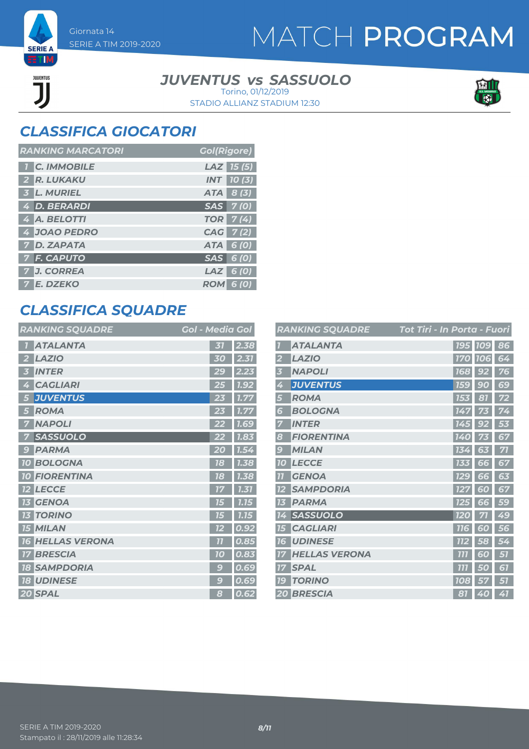Giornata 14
SERIE A TIM 2019-2020

# MATCH PROGRAM

**JUVENTUS vs SASSUOLO**
Torino, 01/12/2019
STADIO ALLIANZ STADIUM 12:30

## CLASSIFICA GIOCATORI

| RANKING MARCATORI | | | Gol(Rigore) |
|---|---|---|---|
| 1 | C. IMMOBILE | LAZ | 15 (5) |
| 2 | R. LUKAKU | INT | 10 (3) |
| 3 | L. MURIEL | ATA | 8 (3) |
| 4 | D. BERARDI | SAS | 7 (0) |
| 4 | A. BELOTTI | TOR | 7 (4) |
| 4 | JOAO PEDRO | CAG | 7 (2) |
| 7 | D. ZAPATA | ATA | 6 (0) |
| 7 | F. CAPUTO | SAS | 6 (0) |
| 7 | J. CORREA | LAZ | 6 (0) |
| 7 | E. DZEKO | ROM | 6 (0) |

## CLASSIFICA SQUADRE

| RANKING SQUADRE | | Gol | Media Gol |
|---|---|---|---|
| 1 | ATALANTA | 31 | 2.38 |
| 2 | LAZIO | 30 | 2.31 |
| 3 | INTER | 29 | 2.23 |
| 4 | CAGLIARI | 25 | 1.92 |
| 5 | JUVENTUS | 23 | 1.77 |
| 5 | ROMA | 23 | 1.77 |
| 7 | NAPOLI | 22 | 1.69 |
| 7 | SASSUOLO | 22 | 1.83 |
| 9 | PARMA | 20 | 1.54 |
| 10 | BOLOGNA | 18 | 1.38 |
| 10 | FIORENTINA | 18 | 1.38 |
| 12 | LECCE | 17 | 1.31 |
| 13 | GENOA | 15 | 1.15 |
| 13 | TORINO | 15 | 1.15 |
| 15 | MILAN | 12 | 0.92 |
| 16 | HELLAS VERONA | 11 | 0.85 |
| 17 | BRESCIA | 10 | 0.83 |
| 18 | SAMPDORIA | 9 | 0.69 |
| 18 | UDINESE | 9 | 0.69 |
| 20 | SPAL | 8 | 0.62 |

| RANKING SQUADRE | | Tot Tiri | In Porta | Fuori |
|---|---|---|---|---|
| 1 | ATALANTA | 195 | 109 | 86 |
| 2 | LAZIO | 170 | 106 | 64 |
| 3 | NAPOLI | 168 | 92 | 76 |
| 4 | JUVENTUS | 159 | 90 | 69 |
| 5 | ROMA | 153 | 81 | 72 |
| 6 | BOLOGNA | 147 | 73 | 74 |
| 7 | INTER | 145 | 92 | 53 |
| 8 | FIORENTINA | 140 | 73 | 67 |
| 9 | MILAN | 134 | 63 | 71 |
| 10 | LECCE | 133 | 66 | 67 |
| 11 | GENOA | 129 | 66 | 63 |
| 12 | SAMPDORIA | 127 | 60 | 67 |
| 13 | PARMA | 125 | 66 | 59 |
| 14 | SASSUOLO | 120 | 71 | 49 |
| 15 | CAGLIARI | 116 | 60 | 56 |
| 16 | UDINESE | 112 | 58 | 54 |
| 17 | HELLAS VERONA | 111 | 60 | 51 |
| 17 | SPAL | 111 | 50 | 61 |
| 19 | TORINO | 108 | 57 | 51 |
| 20 | BRESCIA | 81 | 40 | 41 |

SERIE A TIM 2019-2020
Stampato il : 28/11/2019 alle 11:28:34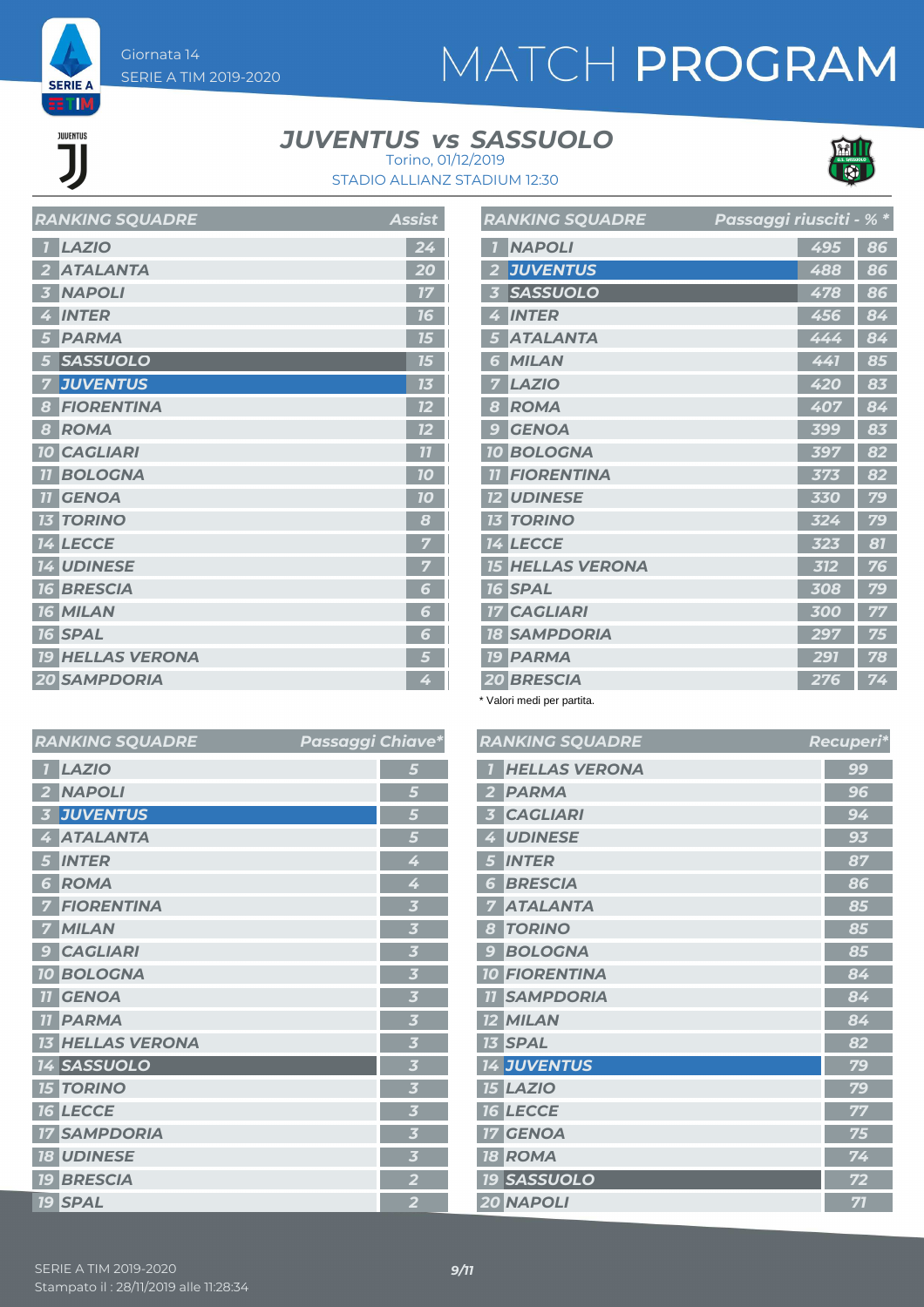Giornata 14
SERIE A TIM 2019-2020

# MATCH PROGRAM

## JUVENTUS vs SASSUOLO

Torino, 01/12/2019
STADIO ALLIANZ STADIUM 12:30

| RANKING SQUADRE | | Assist |
|---|---|---|
| 1 | LAZIO | 24 |
| 2 | ATALANTA | 20 |
| 3 | NAPOLI | 17 |
| 4 | INTER | 16 |
| 5 | PARMA | 15 |
| 5 | SASSUOLO | 15 |
| 7 | JUVENTUS | 13 |
| 8 | FIORENTINA | 12 |
| 8 | ROMA | 12 |
| 10 | CAGLIARI | 11 |
| 11 | BOLOGNA | 10 |
| 11 | GENOA | 10 |
| 13 | TORINO | 8 |
| 14 | LECCE | 7 |
| 14 | UDINESE | 7 |
| 16 | BRESCIA | 6 |
| 16 | MILAN | 6 |
| 16 | SPAL | 6 |
| 19 | HELLAS VERONA | 5 |
| 20 | SAMPDORIA | 4 |

| RANKING SQUADRE | | Passaggi riusciti | % * |
|---|---|---|---|
| 1 | NAPOLI | 495 | 86 |
| 2 | JUVENTUS | 488 | 86 |
| 3 | SASSUOLO | 478 | 86 |
| 4 | INTER | 456 | 84 |
| 5 | ATALANTA | 444 | 84 |
| 6 | MILAN | 441 | 85 |
| 7 | LAZIO | 420 | 83 |
| 8 | ROMA | 407 | 84 |
| 9 | GENOA | 399 | 83 |
| 10 | BOLOGNA | 397 | 82 |
| 11 | FIORENTINA | 373 | 82 |
| 12 | UDINESE | 330 | 79 |
| 13 | TORINO | 324 | 79 |
| 14 | LECCE | 323 | 81 |
| 15 | HELLAS VERONA | 312 | 76 |
| 16 | SPAL | 308 | 79 |
| 17 | CAGLIARI | 300 | 77 |
| 18 | SAMPDORIA | 297 | 75 |
| 19 | PARMA | 291 | 78 |
| 20 | BRESCIA | 276 | 74 |

\* Valori medi per partita.

| RANKING SQUADRE | | Passaggi Chiave* |
|---|---|---|
| 1 | LAZIO | 5 |
| 2 | NAPOLI | 5 |
| 3 | JUVENTUS | 5 |
| 4 | ATALANTA | 5 |
| 5 | INTER | 4 |
| 6 | ROMA | 4 |
| 7 | FIORENTINA | 3 |
| 7 | MILAN | 3 |
| 9 | CAGLIARI | 3 |
| 10 | BOLOGNA | 3 |
| 11 | GENOA | 3 |
| 11 | PARMA | 3 |
| 13 | HELLAS VERONA | 3 |
| 14 | SASSUOLO | 3 |
| 15 | TORINO | 3 |
| 16 | LECCE | 3 |
| 17 | SAMPDORIA | 3 |
| 18 | UDINESE | 3 |
| 19 | BRESCIA | 2 |
| 19 | SPAL | 2 |

| RANKING SQUADRE | | Recuperi* |
|---|---|---|
| 1 | HELLAS VERONA | 99 |
| 2 | PARMA | 96 |
| 3 | CAGLIARI | 94 |
| 4 | UDINESE | 93 |
| 5 | INTER | 87 |
| 6 | BRESCIA | 86 |
| 7 | ATALANTA | 85 |
| 8 | TORINO | 85 |
| 9 | BOLOGNA | 85 |
| 10 | FIORENTINA | 84 |
| 11 | SAMPDORIA | 84 |
| 12 | MILAN | 84 |
| 13 | SPAL | 82 |
| 14 | JUVENTUS | 79 |
| 15 | LAZIO | 79 |
| 16 | LECCE | 77 |
| 17 | GENOA | 75 |
| 18 | ROMA | 74 |
| 19 | SASSUOLO | 72 |
| 20 | NAPOLI | 71 |

SERIE A TIM 2019-2020
Stampato il : 28/11/2019 alle 11:28:34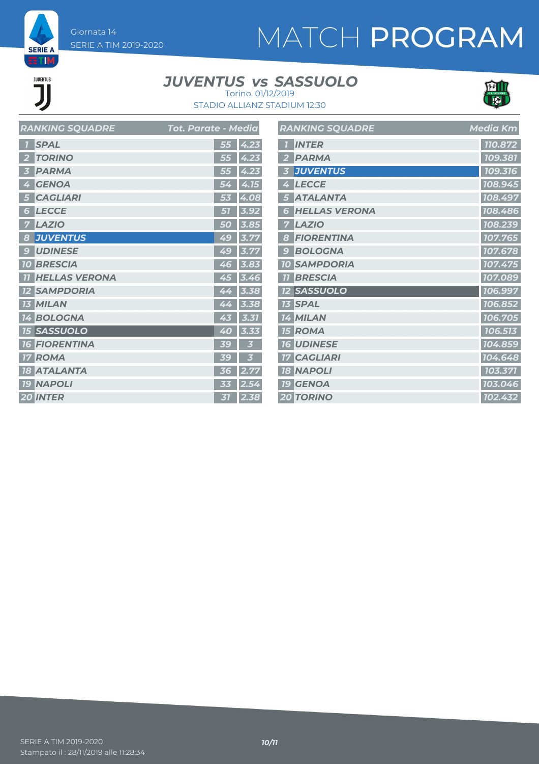# MATCH PROGRAM

Giornata 14
SERIE A TIM 2019-2020

## JUVENTUS vs SASSUOLO

Torino, 01/12/2019
STADIO ALLIANZ STADIUM 12:30

| RANKING SQUADRE | | Tot. Parate | Media |
|---|---|---|---|
| 1 | SPAL | 55 | 4.23 |
| 2 | TORINO | 55 | 4.23 |
| 3 | PARMA | 55 | 4.23 |
| 4 | GENOA | 54 | 4.15 |
| 5 | CAGLIARI | 53 | 4.08 |
| 6 | LECCE | 51 | 3.92 |
| 7 | LAZIO | 50 | 3.85 |
| 8 | JUVENTUS | 49 | 3.77 |
| 9 | UDINESE | 49 | 3.77 |
| 10 | BRESCIA | 46 | 3.83 |
| 11 | HELLAS VERONA | 45 | 3.46 |
| 12 | SAMPDORIA | 44 | 3.38 |
| 13 | MILAN | 44 | 3.38 |
| 14 | BOLOGNA | 43 | 3.31 |
| 15 | SASSUOLO | 40 | 3.33 |
| 16 | FIORENTINA | 39 | 3 |
| 17 | ROMA | 39 | 3 |
| 18 | ATALANTA | 36 | 2.77 |
| 19 | NAPOLI | 33 | 2.54 |
| 20 | INTER | 31 | 2.38 |

| RANKING SQUADRE | | Media Km |
|---|---|---|
| 1 | INTER | 110.872 |
| 2 | PARMA | 109.381 |
| 3 | JUVENTUS | 109.316 |
| 4 | LECCE | 108.945 |
| 5 | ATALANTA | 108.497 |
| 6 | HELLAS VERONA | 108.486 |
| 7 | LAZIO | 108.239 |
| 8 | FIORENTINA | 107.765 |
| 9 | BOLOGNA | 107.678 |
| 10 | SAMPDORIA | 107.475 |
| 11 | BRESCIA | 107.089 |
| 12 | SASSUOLO | 106.997 |
| 13 | SPAL | 106.852 |
| 14 | MILAN | 106.705 |
| 15 | ROMA | 106.513 |
| 16 | UDINESE | 104.859 |
| 17 | CAGLIARI | 104.648 |
| 18 | NAPOLI | 103.371 |
| 19 | GENOA | 103.046 |
| 20 | TORINO | 102.432 |

SERIE A TIM 2019-2020
Stampato il : 28/11/2019 alle 11:28:34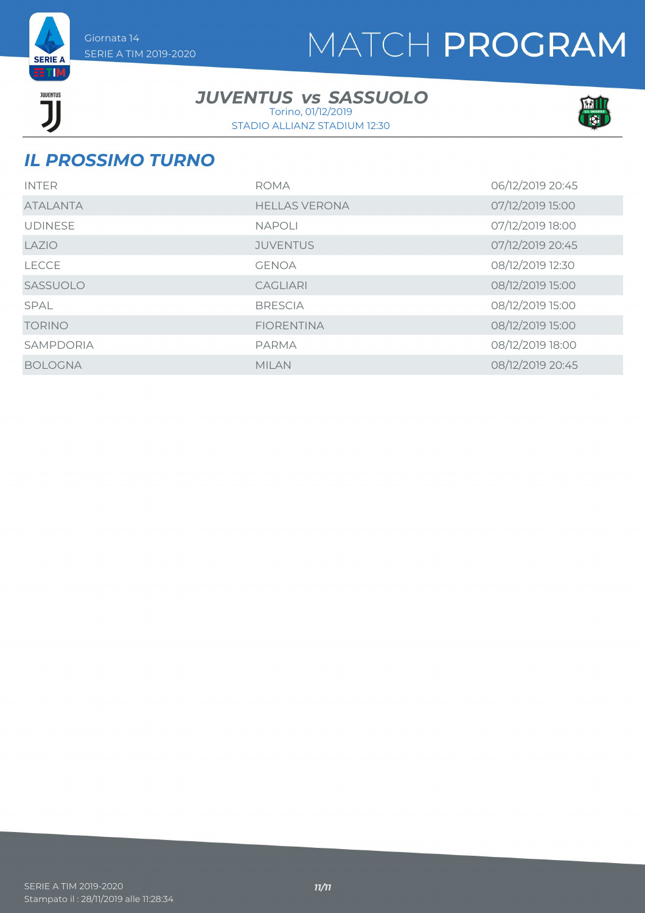# MATCH PROGRAM

Giornata 14
SERIE A TIM 2019-2020

## JUVENTUS vs SASSUOLO

Torino, 01/12/2019
STADIO ALLIANZ STADIUM 12:30

## IL PROSSIMO TURNO

| | | |
|---|---|---|
| INTER | ROMA | 06/12/2019 20:45 |
| ATALANTA | HELLAS VERONA | 07/12/2019 15:00 |
| UDINESE | NAPOLI | 07/12/2019 18:00 |
| LAZIO | JUVENTUS | 07/12/2019 20:45 |
| LECCE | GENOA | 08/12/2019 12:30 |
| SASSUOLO | CAGLIARI | 08/12/2019 15:00 |
| SPAL | BRESCIA | 08/12/2019 15:00 |
| TORINO | FIORENTINA | 08/12/2019 15:00 |
| SAMPDORIA | PARMA | 08/12/2019 18:00 |
| BOLOGNA | MILAN | 08/12/2019 20:45 |

Stampato il : 28/11/2019 alle 11:28:34